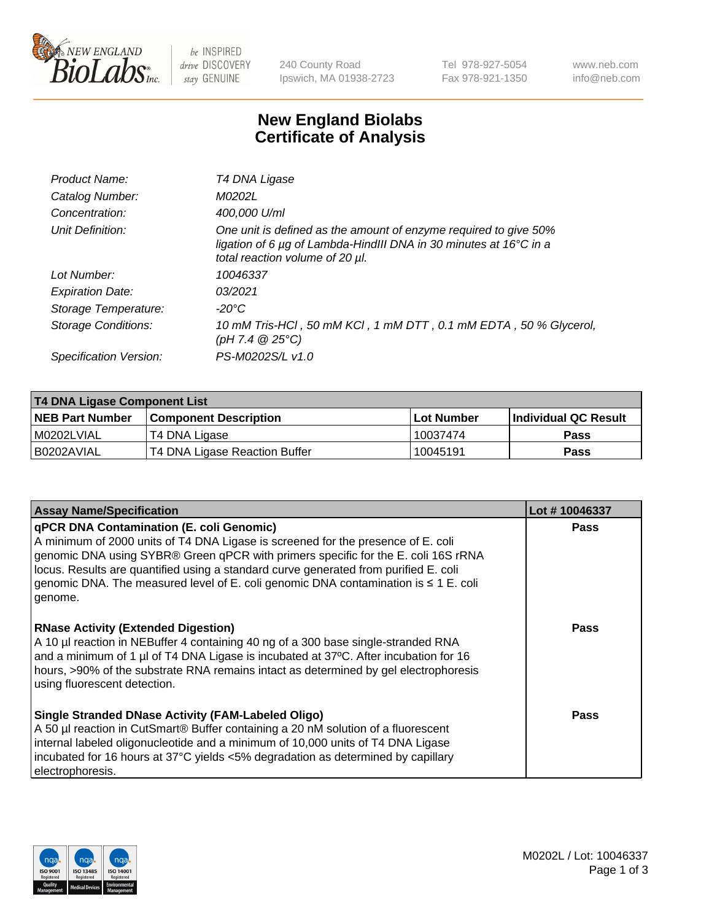# New England Biolabs
# Certificate of Analysis

| | |
|---|---|
| *Product Name:* | *T4 DNA Ligase* |
| *Catalog Number:* | *M0202L* |
| *Concentration:* | *400,000 U/ml* |
| *Unit Definition:* | *One unit is defined as the amount of enzyme required to give 50% ligation of 6 µg of Lambda-HindIII DNA in 30 minutes at 16°C in a total reaction volume of 20 µl.* |
| *Lot Number:* | *10046337* |
| *Expiration Date:* | *03/2021* |
| *Storage Temperature:* | *-20°C* |
| *Storage Conditions:* | *10 mM Tris-HCl , 50 mM KCl , 1 mM DTT , 0.1 mM EDTA , 50 % Glycerol, (pH 7.4 @ 25°C)* |
| *Specification Version:* | *PS-M0202S/L v1.0* |

| T4 DNA Ligase Component List | | | |
|---|---|---|---|
| **NEB Part Number** | **Component Description** | **Lot Number** | **Individual QC Result** |
| M0202LVIAL | T4 DNA Ligase | 10037474 | **Pass** |
| B0202AVIAL | T4 DNA Ligase Reaction Buffer | 10045191 | **Pass** |

| Assay Name/Specification | Lot # 10046337 |
|---|---|
| **qPCR DNA Contamination (E. coli Genomic)** A minimum of 2000 units of T4 DNA Ligase is screened for the presence of E. coli genomic DNA using SYBR® Green qPCR with primers specific for the E. coli 16S rRNA locus. Results are quantified using a standard curve generated from purified E. coli genomic DNA. The measured level of E. coli genomic DNA contamination is ≤ 1 E. coli genome. | **Pass** |
| **RNase Activity (Extended Digestion)** A 10 µl reaction in NEBuffer 4 containing 40 ng of a 300 base single-stranded RNA and a minimum of 1 µl of T4 DNA Ligase is incubated at 37ºC. After incubation for 16 hours, >90% of the substrate RNA remains intact as determined by gel electrophoresis using fluorescent detection. | **Pass** |
| **Single Stranded DNase Activity (FAM-Labeled Oligo)** A 50 µl reaction in CutSmart® Buffer containing a 20 nM solution of a fluorescent internal labeled oligonucleotide and a minimum of 10,000 units of T4 DNA Ligase incubated for 16 hours at 37°C yields <5% degradation as determined by capillary electrophoresis. | **Pass** |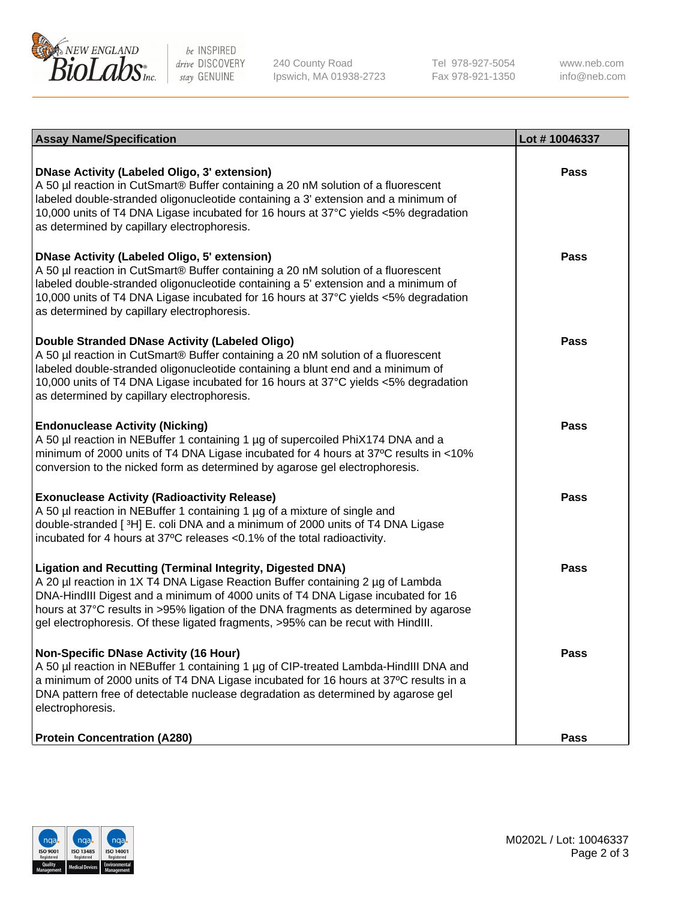| Assay Name/Specification | Lot # 10046337 |
| --- | --- |
| **DNase Activity (Labeled Oligo, 3' extension)**<br>A 50 µl reaction in CutSmart® Buffer containing a 20 nM solution of a fluorescent labeled double-stranded oligonucleotide containing a 3' extension and a minimum of 10,000 units of T4 DNA Ligase incubated for 16 hours at 37°C yields <5% degradation as determined by capillary electrophoresis. | **Pass** |
| **DNase Activity (Labeled Oligo, 5' extension)**<br>A 50 µl reaction in CutSmart® Buffer containing a 20 nM solution of a fluorescent labeled double-stranded oligonucleotide containing a 5' extension and a minimum of 10,000 units of T4 DNA Ligase incubated for 16 hours at 37°C yields <5% degradation as determined by capillary electrophoresis. | **Pass** |
| **Double Stranded DNase Activity (Labeled Oligo)**<br>A 50 µl reaction in CutSmart® Buffer containing a 20 nM solution of a fluorescent labeled double-stranded oligonucleotide containing a blunt end and a minimum of 10,000 units of T4 DNA Ligase incubated for 16 hours at 37°C yields <5% degradation as determined by capillary electrophoresis. | **Pass** |
| **Endonuclease Activity (Nicking)**<br>A 50 µl reaction in NEBuffer 1 containing 1 µg of supercoiled PhiX174 DNA and a minimum of 2000 units of T4 DNA Ligase incubated for 4 hours at 37ºC results in <10% conversion to the nicked form as determined by agarose gel electrophoresis. | **Pass** |
| **Exonuclease Activity (Radioactivity Release)**<br>A 50 µl reaction in NEBuffer 1 containing 1 µg of a mixture of single and double-stranded [ $^{3}$H] E. coli DNA and a minimum of 2000 units of T4 DNA Ligase incubated for 4 hours at 37ºC releases <0.1% of the total radioactivity. | **Pass** |
| **Ligation and Recutting (Terminal Integrity, Digested DNA)**<br>A 20 µl reaction in 1X T4 DNA Ligase Reaction Buffer containing 2 µg of Lambda DNA-HindIII Digest and a minimum of 4000 units of T4 DNA Ligase incubated for 16 hours at 37°C results in >95% ligation of the DNA fragments as determined by agarose gel electrophoresis. Of these ligated fragments, >95% can be recut with HindIII. | **Pass** |
| **Non-Specific DNase Activity (16 Hour)**<br>A 50 µl reaction in NEBuffer 1 containing 1 µg of CIP-treated Lambda-HindIII DNA and a minimum of 2000 units of T4 DNA Ligase incubated for 16 hours at 37ºC results in a DNA pattern free of detectable nuclease degradation as determined by agarose gel electrophoresis. | **Pass** |
| **Protein Concentration (A280)** | **Pass** |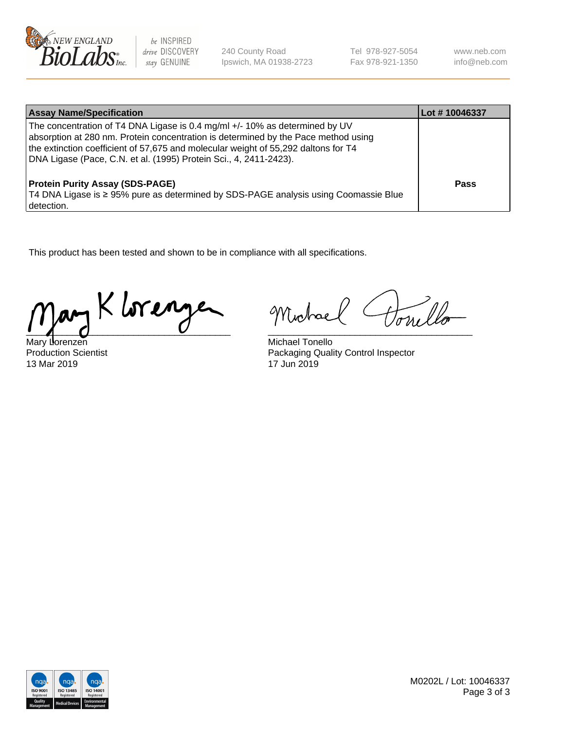240 County Road
Ipswich, MA 01938-2723

Tel 978-927-5054
Fax 978-921-1350

www.neb.com
info@neb.com

| Assay Name/Specification | Lot # 10046337 |
|---|---|
| The concentration of T4 DNA Ligase is 0.4 mg/ml +/- 10% as determined by UV absorption at 280 nm. Protein concentration is determined by the Pace method using the extinction coefficient of 57,675 and molecular weight of 55,292 daltons for T4 DNA Ligase (Pace, C.N. et al. (1995) Protein Sci., 4, 2411-2423). | |
| **Protein Purity Assay (SDS-PAGE)**<br>T4 DNA Ligase is ≥ 95% pure as determined by SDS-PAGE analysis using Coomassie Blue detection. | **Pass** |

This product has been tested and shown to be in compliance with all specifications.

Mary Lorenzen
Production Scientist
13 Mar 2019

Michael Tonello
Packaging Quality Control Inspector
17 Jun 2019

M0202L / Lot: 10046337